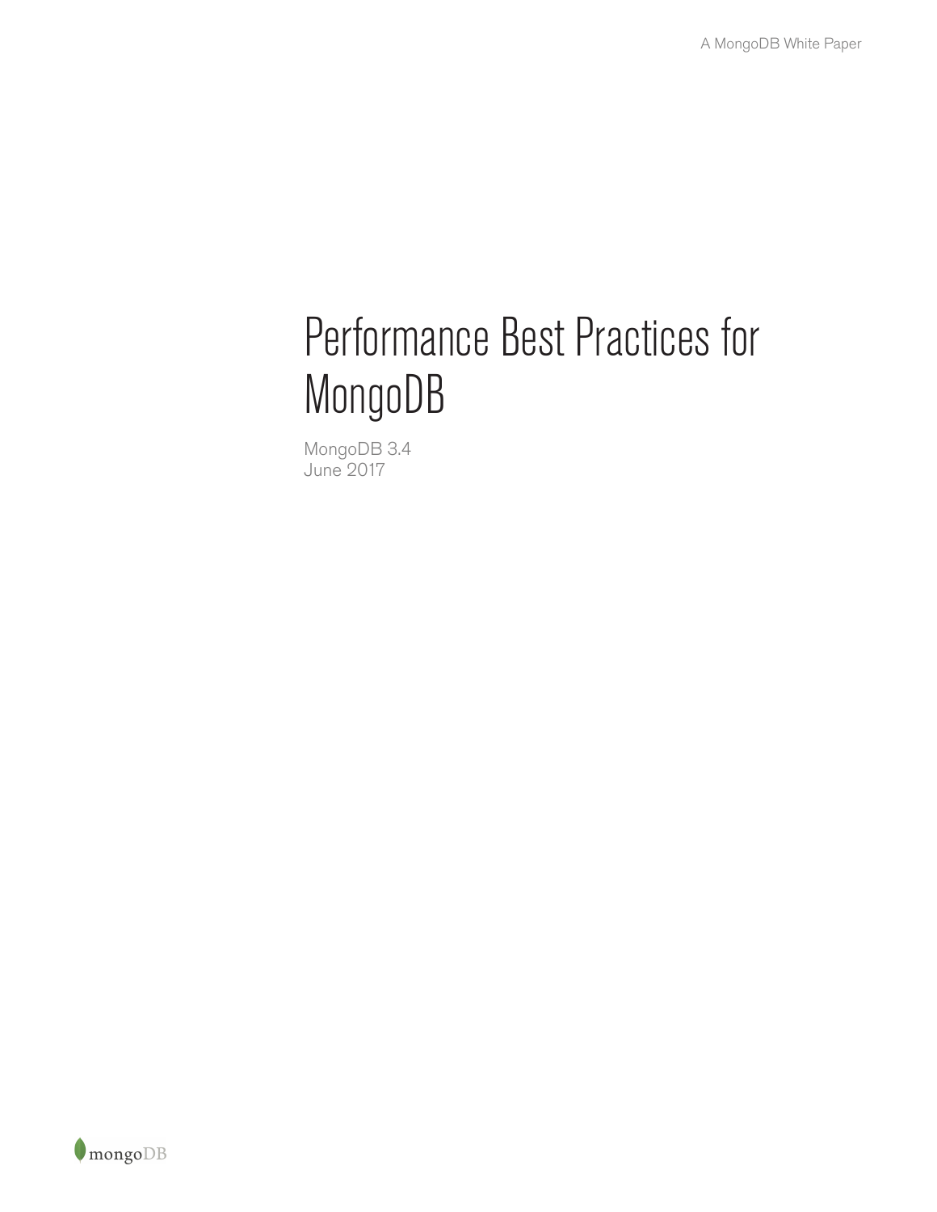A MongoDB White Paper

# Performance Best Practices for MongoDB

MongoDB 3.4
June 2017

mongoDB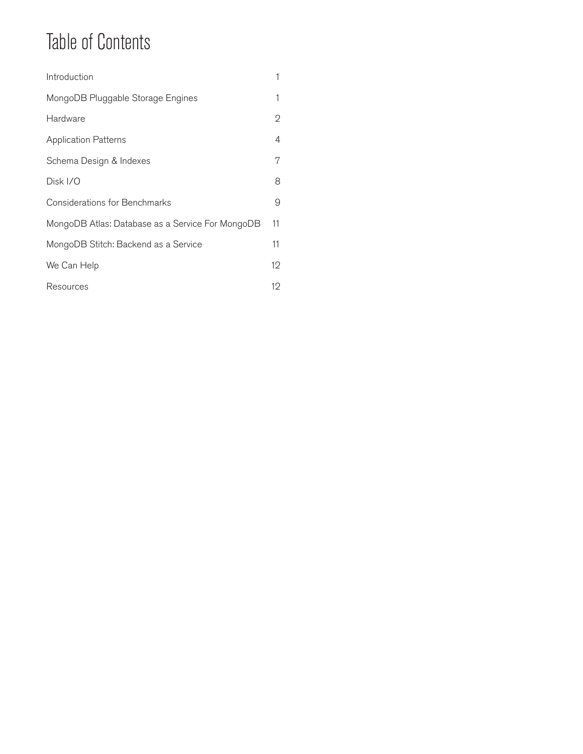# Table of Contents

| | |
|---|---|
| Introduction | 1 |
| MongoDB Pluggable Storage Engines | 1 |
| Hardware | 2 |
| Application Patterns | 4 |
| Schema Design & Indexes | 7 |
| Disk I/O | 8 |
| Considerations for Benchmarks | 9 |
| MongoDB Atlas: Database as a Service For MongoDB | 11 |
| MongoDB Stitch: Backend as a Service | 11 |
| We Can Help | 12 |
| Resources | 12 |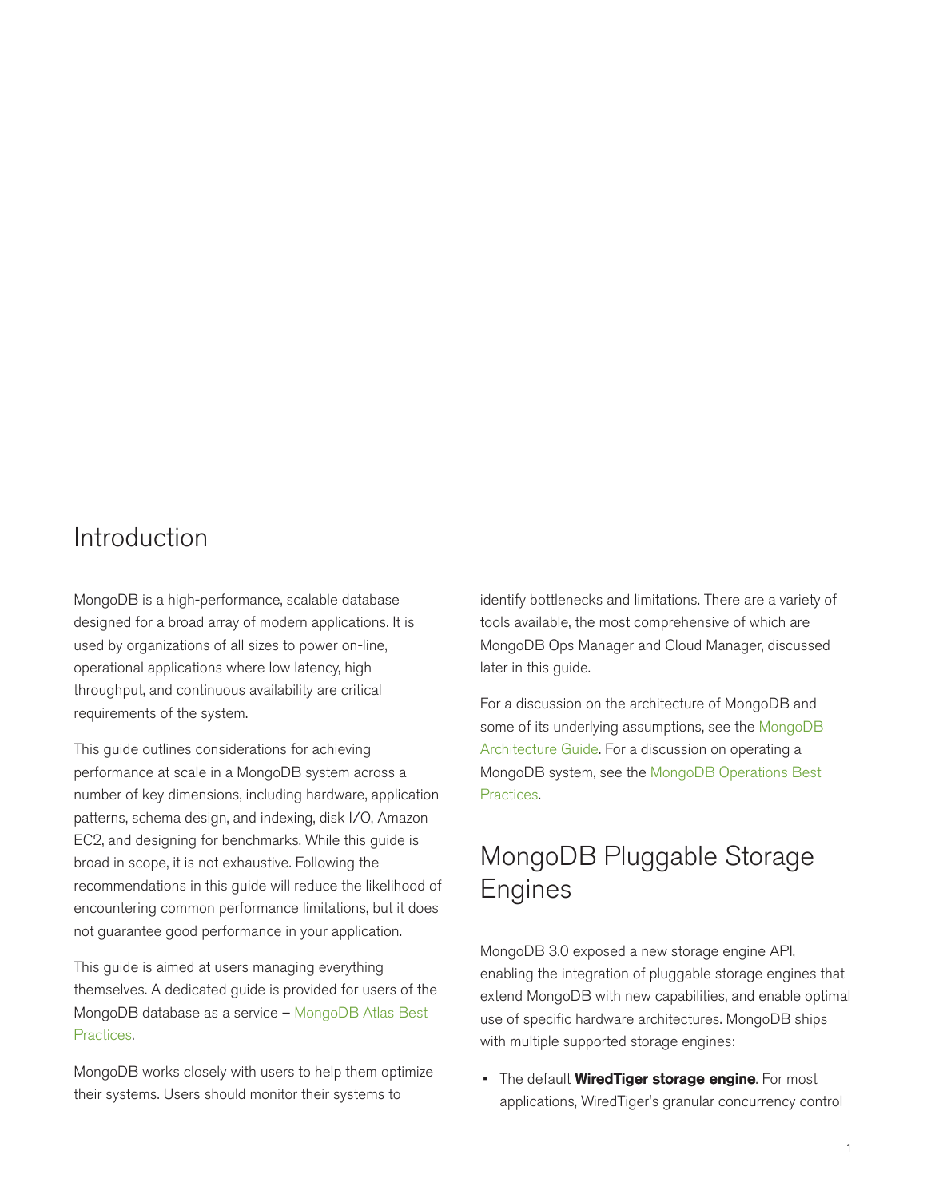# Introduction

MongoDB is a high-performance, scalable database designed for a broad array of modern applications. It is used by organizations of all sizes to power on-line, operational applications where low latency, high throughput, and continuous availability are critical requirements of the system.

This guide outlines considerations for achieving performance at scale in a MongoDB system across a number of key dimensions, including hardware, application patterns, schema design, and indexing, disk I/O, Amazon EC2, and designing for benchmarks. While this guide is broad in scope, it is not exhaustive. Following the recommendations in this guide will reduce the likelihood of encountering common performance limitations, but it does not guarantee good performance in your application.

This guide is aimed at users managing everything themselves. A dedicated guide is provided for users of the MongoDB database as a service – MongoDB Atlas Best Practices.

MongoDB works closely with users to help them optimize their systems. Users should monitor their systems to identify bottlenecks and limitations. There are a variety of tools available, the most comprehensive of which are MongoDB Ops Manager and Cloud Manager, discussed later in this guide.

For a discussion on the architecture of MongoDB and some of its underlying assumptions, see the MongoDB Architecture Guide. For a discussion on operating a MongoDB system, see the MongoDB Operations Best Practices.

# MongoDB Pluggable Storage Engines

MongoDB 3.0 exposed a new storage engine API, enabling the integration of pluggable storage engines that extend MongoDB with new capabilities, and enable optimal use of specific hardware architectures. MongoDB ships with multiple supported storage engines:

- The default **WiredTiger storage engine**. For most applications, WiredTiger's granular concurrency control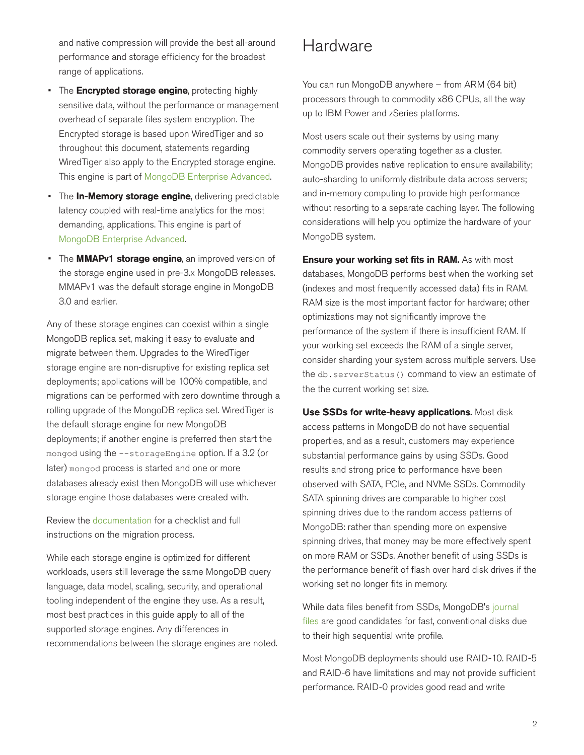and native compression will provide the best all-around performance and storage efficiency for the broadest range of applications.

- The **Encrypted storage engine**, protecting highly sensitive data, without the performance or management overhead of separate files system encryption. The Encrypted storage is based upon WiredTiger and so throughout this document, statements regarding WiredTiger also apply to the Encrypted storage engine. This engine is part of MongoDB Enterprise Advanced.
- The **In-Memory storage engine**, delivering predictable latency coupled with real-time analytics for the most demanding, applications. This engine is part of MongoDB Enterprise Advanced.
- The **MMAPv1 storage engine**, an improved version of the storage engine used in pre-3.x MongoDB releases. MMAPv1 was the default storage engine in MongoDB 3.0 and earlier.

Any of these storage engines can coexist within a single MongoDB replica set, making it easy to evaluate and migrate between them. Upgrades to the WiredTiger storage engine are non-disruptive for existing replica set deployments; applications will be 100% compatible, and migrations can be performed with zero downtime through a rolling upgrade of the MongoDB replica set. WiredTiger is the default storage engine for new MongoDB deployments; if another engine is preferred then start the `mongod` using the `--storageEngine` option. If a 3.2 (or later) `mongod` process is started and one or more databases already exist then MongoDB will use whichever storage engine those databases were created with.

Review the documentation for a checklist and full instructions on the migration process.

While each storage engine is optimized for different workloads, users still leverage the same MongoDB query language, data model, scaling, security, and operational tooling independent of the engine they use. As a result, most best practices in this guide apply to all of the supported storage engines. Any differences in recommendations between the storage engines are noted.

# Hardware

You can run MongoDB anywhere – from ARM (64 bit) processors through to commodity x86 CPUs, all the way up to IBM Power and zSeries platforms.

Most users scale out their systems by using many commodity servers operating together as a cluster. MongoDB provides native replication to ensure availability; auto-sharding to uniformly distribute data across servers; and in-memory computing to provide high performance without resorting to a separate caching layer. The following considerations will help you optimize the hardware of your MongoDB system.

**Ensure your working set fits in RAM.** As with most databases, MongoDB performs best when the working set (indexes and most frequently accessed data) fits in RAM. RAM size is the most important factor for hardware; other optimizations may not significantly improve the performance of the system if there is insufficient RAM. If your working set exceeds the RAM of a single server, consider sharding your system across multiple servers. Use the `db.serverStatus()` command to view an estimate of the the current working set size.

**Use SSDs for write-heavy applications.** Most disk access patterns in MongoDB do not have sequential properties, and as a result, customers may experience substantial performance gains by using SSDs. Good results and strong price to performance have been observed with SATA, PCIe, and NVMe SSDs. Commodity SATA spinning drives are comparable to higher cost spinning drives due to the random access patterns of MongoDB: rather than spending more on expensive spinning drives, that money may be more effectively spent on more RAM or SSDs. Another benefit of using SSDs is the performance benefit of flash over hard disk drives if the working set no longer fits in memory.

While data files benefit from SSDs, MongoDB's journal files are good candidates for fast, conventional disks due to their high sequential write profile.

Most MongoDB deployments should use RAID-10. RAID-5 and RAID-6 have limitations and may not provide sufficient performance. RAID-0 provides good read and write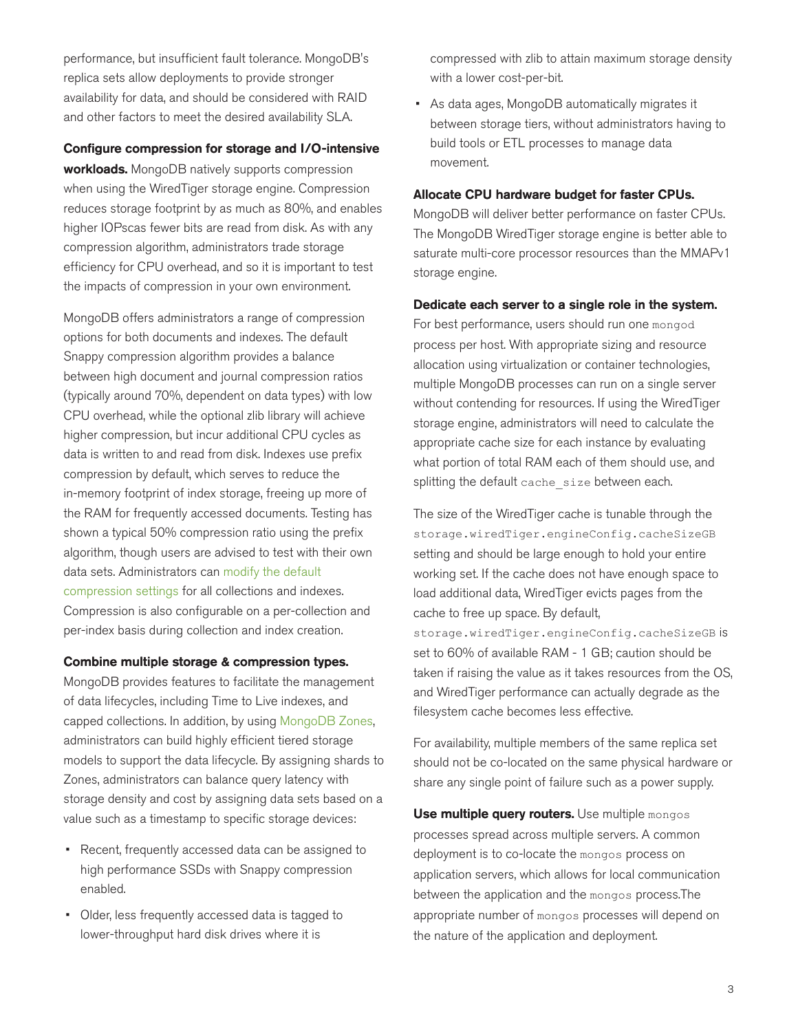performance, but insufficient fault tolerance. MongoDB's replica sets allow deployments to provide stronger availability for data, and should be considered with RAID and other factors to meet the desired availability SLA.

**Configure compression for storage and I/O-intensive workloads.** MongoDB natively supports compression when using the WiredTiger storage engine. Compression reduces storage footprint by as much as 80%, and enables higher IOPscas fewer bits are read from disk. As with any compression algorithm, administrators trade storage efficiency for CPU overhead, and so it is important to test the impacts of compression in your own environment.

MongoDB offers administrators a range of compression options for both documents and indexes. The default Snappy compression algorithm provides a balance between high document and journal compression ratios (typically around 70%, dependent on data types) with low CPU overhead, while the optional zlib library will achieve higher compression, but incur additional CPU cycles as data is written to and read from disk. Indexes use prefix compression by default, which serves to reduce the in-memory footprint of index storage, freeing up more of the RAM for frequently accessed documents. Testing has shown a typical 50% compression ratio using the prefix algorithm, though users are advised to test with their own data sets. Administrators can modify the default compression settings for all collections and indexes. Compression is also configurable on a per-collection and per-index basis during collection and index creation.

**Combine multiple storage & compression types.** MongoDB provides features to facilitate the management of data lifecycles, including Time to Live indexes, and capped collections. In addition, by using MongoDB Zones, administrators can build highly efficient tiered storage models to support the data lifecycle. By assigning shards to Zones, administrators can balance query latency with storage density and cost by assigning data sets based on a value such as a timestamp to specific storage devices:

- Recent, frequently accessed data can be assigned to high performance SSDs with Snappy compression enabled.
- Older, less frequently accessed data is tagged to lower-throughput hard disk drives where it is compressed with zlib to attain maximum storage density with a lower cost-per-bit.
- As data ages, MongoDB automatically migrates it between storage tiers, without administrators having to build tools or ETL processes to manage data movement.

**Allocate CPU hardware budget for faster CPUs.** MongoDB will deliver better performance on faster CPUs. The MongoDB WiredTiger storage engine is better able to saturate multi-core processor resources than the MMAPv1 storage engine.

**Dedicate each server to a single role in the system.** For best performance, users should run one `mongod` process per host. With appropriate sizing and resource allocation using virtualization or container technologies, multiple MongoDB processes can run on a single server without contending for resources. If using the WiredTiger storage engine, administrators will need to calculate the appropriate cache size for each instance by evaluating what portion of total RAM each of them should use, and splitting the default `cache_size` between each.

The size of the WiredTiger cache is tunable through the `storage.wiredTiger.engineConfig.cacheSizeGB` setting and should be large enough to hold your entire working set. If the cache does not have enough space to load additional data, WiredTiger evicts pages from the cache to free up space. By default, `storage.wiredTiger.engineConfig.cacheSizeGB` is set to 60% of available RAM - 1 GB; caution should be taken if raising the value as it takes resources from the OS, and WiredTiger performance can actually degrade as the filesystem cache becomes less effective.

For availability, multiple members of the same replica set should not be co-located on the same physical hardware or share any single point of failure such as a power supply.

**Use multiple query routers.** Use multiple `mongos` processes spread across multiple servers. A common deployment is to co-locate the `mongos` process on application servers, which allows for local communication between the application and the `mongos` process.The appropriate number of `mongos` processes will depend on the nature of the application and deployment.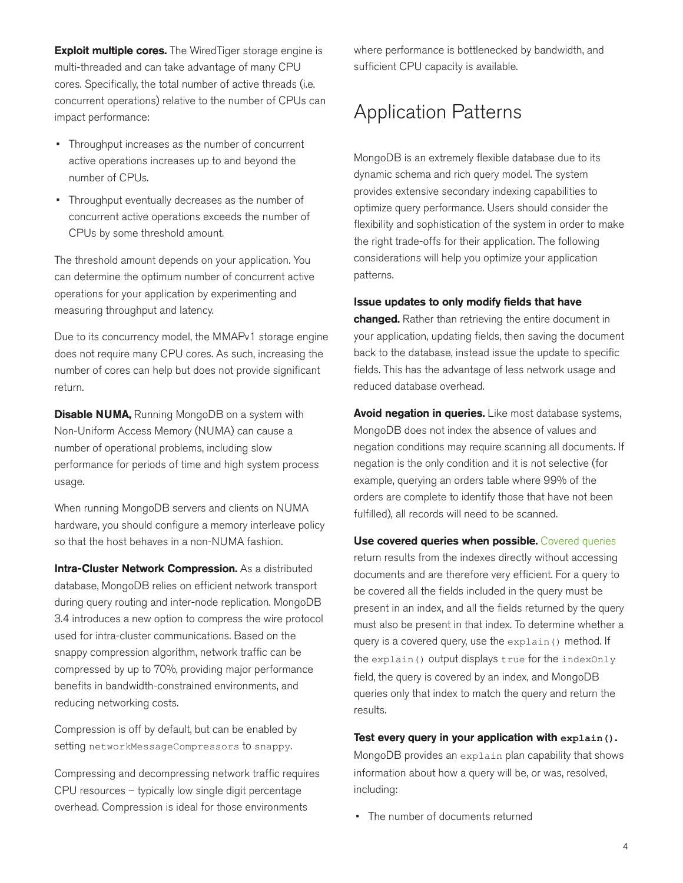**Exploit multiple cores.** The WiredTiger storage engine is multi-threaded and can take advantage of many CPU cores. Specifically, the total number of active threads (i.e. concurrent operations) relative to the number of CPUs can impact performance:

- Throughput increases as the number of concurrent active operations increases up to and beyond the number of CPUs.
- Throughput eventually decreases as the number of concurrent active operations exceeds the number of CPUs by some threshold amount.

The threshold amount depends on your application. You can determine the optimum number of concurrent active operations for your application by experimenting and measuring throughput and latency.

Due to its concurrency model, the MMAPv1 storage engine does not require many CPU cores. As such, increasing the number of cores can help but does not provide significant return.

**Disable NUMA,** Running MongoDB on a system with Non-Uniform Access Memory (NUMA) can cause a number of operational problems, including slow performance for periods of time and high system process usage.

When running MongoDB servers and clients on NUMA hardware, you should configure a memory interleave policy so that the host behaves in a non-NUMA fashion.

**Intra-Cluster Network Compression.** As a distributed database, MongoDB relies on efficient network transport during query routing and inter-node replication. MongoDB 3.4 introduces a new option to compress the wire protocol used for intra-cluster communications. Based on the snappy compression algorithm, network traffic can be compressed by up to 70%, providing major performance benefits in bandwidth-constrained environments, and reducing networking costs.

Compression is off by default, but can be enabled by setting `networkMessageCompressors` to `snappy`.

Compressing and decompressing network traffic requires CPU resources – typically low single digit percentage overhead. Compression is ideal for those environments where performance is bottlenecked by bandwidth, and sufficient CPU capacity is available.

# Application Patterns

MongoDB is an extremely flexible database due to its dynamic schema and rich query model. The system provides extensive secondary indexing capabilities to optimize query performance. Users should consider the flexibility and sophistication of the system in order to make the right trade-offs for their application. The following considerations will help you optimize your application patterns.

**Issue updates to only modify fields that have changed.** Rather than retrieving the entire document in your application, updating fields, then saving the document back to the database, instead issue the update to specific fields. This has the advantage of less network usage and reduced database overhead.

**Avoid negation in queries.** Like most database systems, MongoDB does not index the absence of values and negation conditions may require scanning all documents. If negation is the only condition and it is not selective (for example, querying an orders table where 99% of the orders are complete to identify those that have not been fulfilled), all records will need to be scanned.

**Use covered queries when possible.** Covered queries return results from the indexes directly without accessing documents and are therefore very efficient. For a query to be covered all the fields included in the query must be present in an index, and all the fields returned by the query must also be present in that index. To determine whether a query is a covered query, use the `explain()` method. If the `explain()` output displays `true` for the `indexOnly` field, the query is covered by an index, and MongoDB queries only that index to match the query and return the results.

**Test every query in your application with `explain()`.** MongoDB provides an `explain` plan capability that shows information about how a query will be, or was, resolved, including:

- The number of documents returned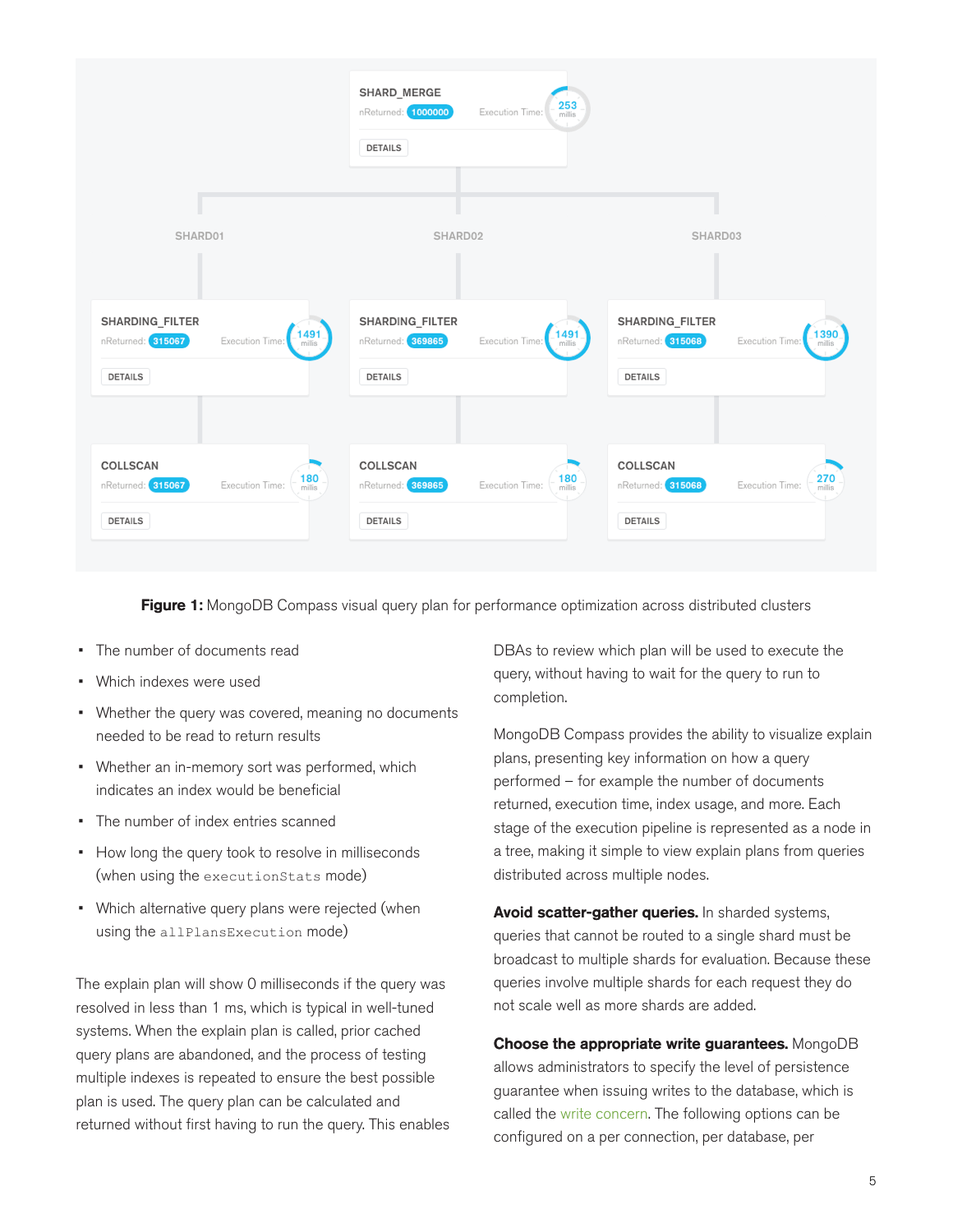**Figure 1:** MongoDB Compass visual query plan for performance optimization across distributed clusters

- The number of documents read
- Which indexes were used
- Whether the query was covered, meaning no documents needed to be read to return results
- Whether an in-memory sort was performed, which indicates an index would be beneficial
- The number of index entries scanned
- How long the query took to resolve in milliseconds (when using the `executionStats` mode)
- Which alternative query plans were rejected (when using the `allPlansExecution` mode)

The explain plan will show 0 milliseconds if the query was resolved in less than 1 ms, which is typical in well-tuned systems. When the explain plan is called, prior cached query plans are abandoned, and the process of testing multiple indexes is repeated to ensure the best possible plan is used. The query plan can be calculated and returned without first having to run the query. This enables DBAs to review which plan will be used to execute the query, without having to wait for the query to run to completion.

MongoDB Compass provides the ability to visualize explain plans, presenting key information on how a query performed – for example the number of documents returned, execution time, index usage, and more. Each stage of the execution pipeline is represented as a node in a tree, making it simple to view explain plans from queries distributed across multiple nodes.

**Avoid scatter-gather queries.** In sharded systems, queries that cannot be routed to a single shard must be broadcast to multiple shards for evaluation. Because these queries involve multiple shards for each request they do not scale well as more shards are added.

**Choose the appropriate write guarantees.** MongoDB allows administrators to specify the level of persistence guarantee when issuing writes to the database, which is called the write concern. The following options can be configured on a per connection, per database, per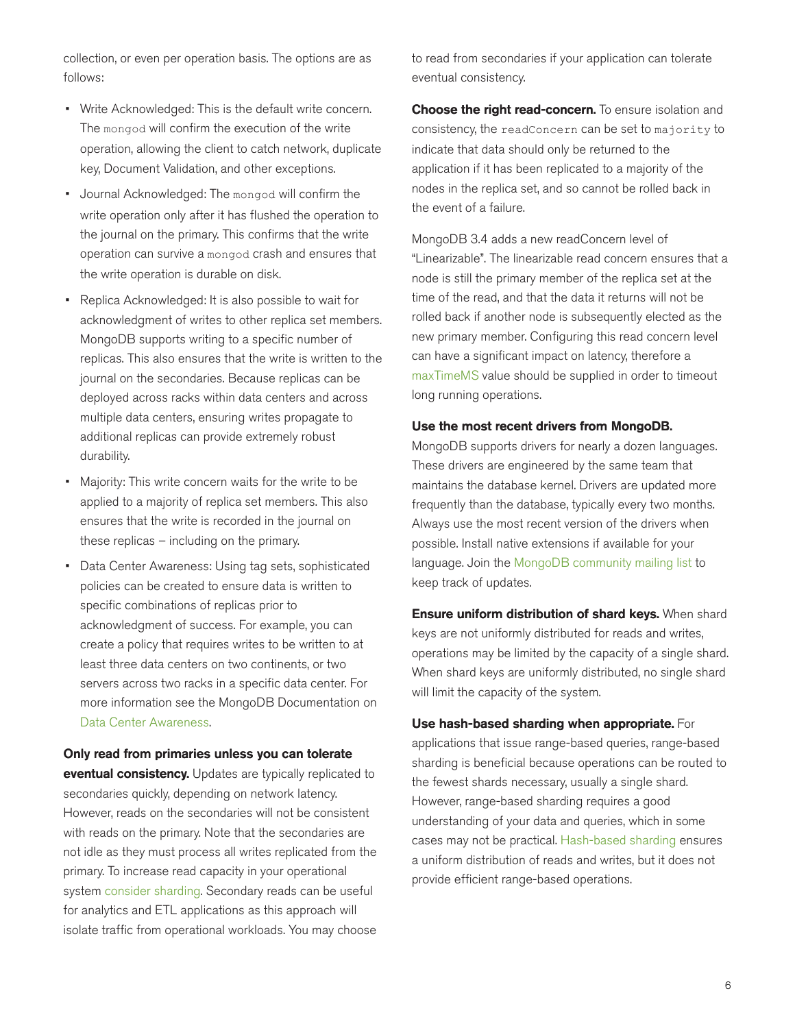collection, or even per operation basis. The options are as follows:

- Write Acknowledged: This is the default write concern. The `mongod` will confirm the execution of the write operation, allowing the client to catch network, duplicate key, Document Validation, and other exceptions.
- Journal Acknowledged: The `mongod` will confirm the write operation only after it has flushed the operation to the journal on the primary. This confirms that the write operation can survive a `mongod` crash and ensures that the write operation is durable on disk.
- Replica Acknowledged: It is also possible to wait for acknowledgment of writes to other replica set members. MongoDB supports writing to a specific number of replicas. This also ensures that the write is written to the journal on the secondaries. Because replicas can be deployed across racks within data centers and across multiple data centers, ensuring writes propagate to additional replicas can provide extremely robust durability.
- Majority: This write concern waits for the write to be applied to a majority of replica set members. This also ensures that the write is recorded in the journal on these replicas – including on the primary.
- Data Center Awareness: Using tag sets, sophisticated policies can be created to ensure data is written to specific combinations of replicas prior to acknowledgment of success. For example, you can create a policy that requires writes to be written to at least three data centers on two continents, or two servers across two racks in a specific data center. For more information see the MongoDB Documentation on Data Center Awareness.

**Only read from primaries unless you can tolerate eventual consistency.** Updates are typically replicated to secondaries quickly, depending on network latency. However, reads on the secondaries will not be consistent with reads on the primary. Note that the secondaries are not idle as they must process all writes replicated from the primary. To increase read capacity in your operational system consider sharding. Secondary reads can be useful for analytics and ETL applications as this approach will isolate traffic from operational workloads. You may choose to read from secondaries if your application can tolerate eventual consistency.

**Choose the right read-concern.** To ensure isolation and consistency, the `readConcern` can be set to `majority` to indicate that data should only be returned to the application if it has been replicated to a majority of the nodes in the replica set, and so cannot be rolled back in the event of a failure.

MongoDB 3.4 adds a new readConcern level of "Linearizable". The linearizable read concern ensures that a node is still the primary member of the replica set at the time of the read, and that the data it returns will not be rolled back if another node is subsequently elected as the new primary member. Configuring this read concern level can have a significant impact on latency, therefore a maxTimeMS value should be supplied in order to timeout long running operations.

**Use the most recent drivers from MongoDB.** MongoDB supports drivers for nearly a dozen languages. These drivers are engineered by the same team that maintains the database kernel. Drivers are updated more frequently than the database, typically every two months. Always use the most recent version of the drivers when possible. Install native extensions if available for your language. Join the MongoDB community mailing list to keep track of updates.

**Ensure uniform distribution of shard keys.** When shard keys are not uniformly distributed for reads and writes, operations may be limited by the capacity of a single shard. When shard keys are uniformly distributed, no single shard will limit the capacity of the system.

**Use hash-based sharding when appropriate.** For applications that issue range-based queries, range-based sharding is beneficial because operations can be routed to the fewest shards necessary, usually a single shard. However, range-based sharding requires a good understanding of your data and queries, which in some cases may not be practical. Hash-based sharding ensures a uniform distribution of reads and writes, but it does not provide efficient range-based operations.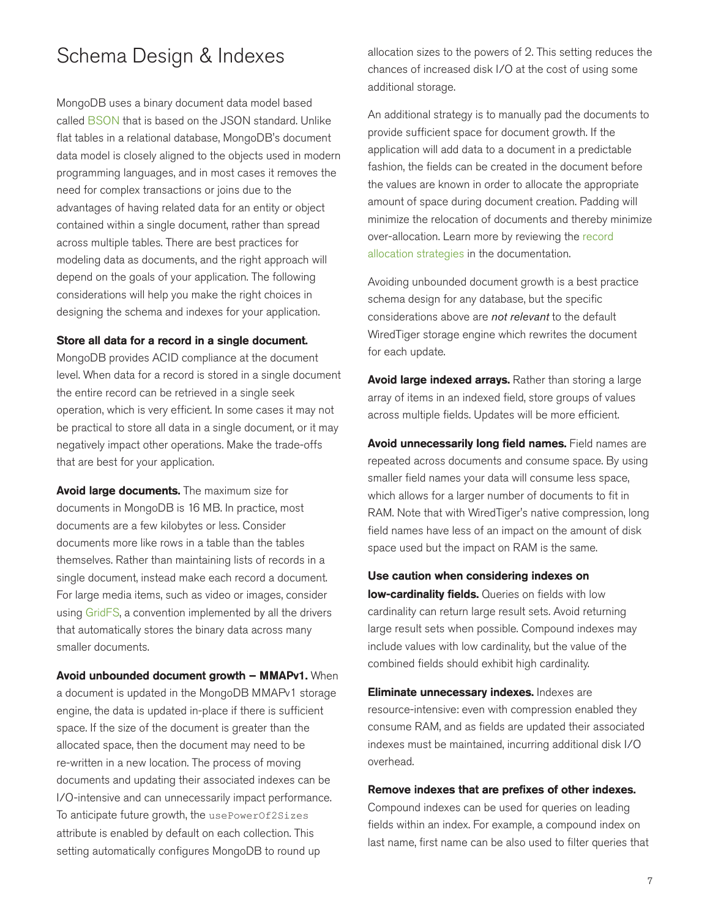# Schema Design & Indexes

MongoDB uses a binary document data model based called BSON that is based on the JSON standard. Unlike flat tables in a relational database, MongoDB's document data model is closely aligned to the objects used in modern programming languages, and in most cases it removes the need for complex transactions or joins due to the advantages of having related data for an entity or object contained within a single document, rather than spread across multiple tables. There are best practices for modeling data as documents, and the right approach will depend on the goals of your application. The following considerations will help you make the right choices in designing the schema and indexes for your application.

**Store all data for a record in a single document.** MongoDB provides ACID compliance at the document level. When data for a record is stored in a single document the entire record can be retrieved in a single seek operation, which is very efficient. In some cases it may not be practical to store all data in a single document, or it may negatively impact other operations. Make the trade-offs that are best for your application.

**Avoid large documents.** The maximum size for documents in MongoDB is 16 MB. In practice, most documents are a few kilobytes or less. Consider documents more like rows in a table than the tables themselves. Rather than maintaining lists of records in a single document, instead make each record a document. For large media items, such as video or images, consider using GridFS, a convention implemented by all the drivers that automatically stores the binary data across many smaller documents.

**Avoid unbounded document growth – MMAPv1.** When a document is updated in the MongoDB MMAPv1 storage engine, the data is updated in-place if there is sufficient space. If the size of the document is greater than the allocated space, then the document may need to be re-written in a new location. The process of moving documents and updating their associated indexes can be I/O-intensive and can unnecessarily impact performance. To anticipate future growth, the `usePowerOf2Sizes` attribute is enabled by default on each collection. This setting automatically configures MongoDB to round up allocation sizes to the powers of 2. This setting reduces the chances of increased disk I/O at the cost of using some additional storage.

An additional strategy is to manually pad the documents to provide sufficient space for document growth. If the application will add data to a document in a predictable fashion, the fields can be created in the document before the values are known in order to allocate the appropriate amount of space during document creation. Padding will minimize the relocation of documents and thereby minimize over-allocation. Learn more by reviewing the record allocation strategies in the documentation.

Avoiding unbounded document growth is a best practice schema design for any database, but the specific considerations above are *not relevant* to the default WiredTiger storage engine which rewrites the document for each update.

**Avoid large indexed arrays.** Rather than storing a large array of items in an indexed field, store groups of values across multiple fields. Updates will be more efficient.

**Avoid unnecessarily long field names.** Field names are repeated across documents and consume space. By using smaller field names your data will consume less space, which allows for a larger number of documents to fit in RAM. Note that with WiredTiger's native compression, long field names have less of an impact on the amount of disk space used but the impact on RAM is the same.

**Use caution when considering indexes on low-cardinality fields.** Queries on fields with low cardinality can return large result sets. Avoid returning large result sets when possible. Compound indexes may include values with low cardinality, but the value of the combined fields should exhibit high cardinality.

**Eliminate unnecessary indexes.** Indexes are resource-intensive: even with compression enabled they consume RAM, and as fields are updated their associated indexes must be maintained, incurring additional disk I/O overhead.

**Remove indexes that are prefixes of other indexes.** Compound indexes can be used for queries on leading fields within an index. For example, a compound index on last name, first name can be also used to filter queries that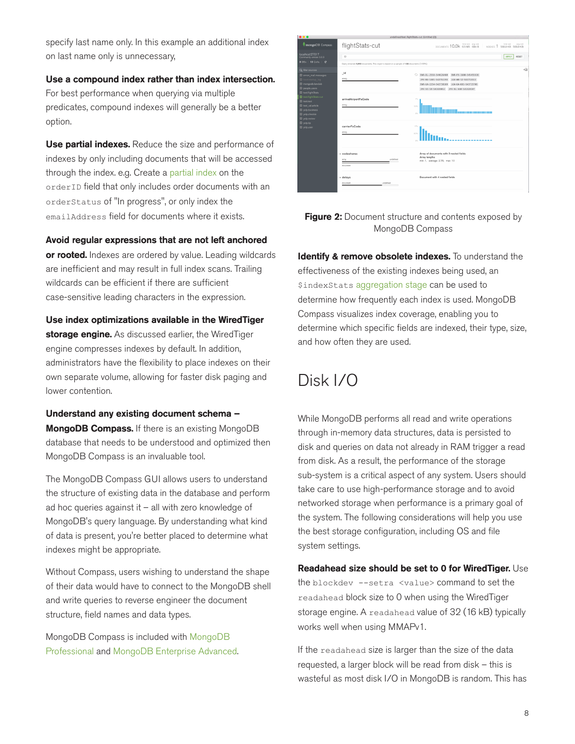specify last name only. In this example an additional index on last name only is unnecessary,

**Use a compound index rather than index intersection.** For best performance when querying via multiple predicates, compound indexes will generally be a better option.

**Use partial indexes.** Reduce the size and performance of indexes by only including documents that will be accessed through the index. e.g. Create a partial index on the `orderID` field that only includes order documents with an `orderStatus` of "In progress", or only index the `emailAddress` field for documents where it exists.

**Avoid regular expressions that are not left anchored or rooted.** Indexes are ordered by value. Leading wildcards are inefficient and may result in full index scans. Trailing wildcards can be efficient if there are sufficient case-sensitive leading characters in the expression.

**Use index optimizations available in the WiredTiger storage engine.** As discussed earlier, the WiredTiger engine compresses indexes by default. In addition, administrators have the flexibility to place indexes on their own separate volume, allowing for faster disk paging and lower contention.

**Understand any existing document schema – MongoDB Compass.** If there is an existing MongoDB database that needs to be understood and optimized then MongoDB Compass is an invaluable tool.

The MongoDB Compass GUI allows users to understand the structure of existing data in the database and perform ad hoc queries against it – all with zero knowledge of MongoDB's query language. By understanding what kind of data is present, you're better placed to determine what indexes might be appropriate.

Without Compass, users wishing to understand the shape of their data would have to connect to the MongoDB shell and write queries to reverse engineer the document structure, field names and data types.

MongoDB Compass is included with MongoDB Professional and MongoDB Enterprise Advanced.

**Figure 2:** Document structure and contents exposed by MongoDB Compass

**Identify & remove obsolete indexes.** To understand the effectiveness of the existing indexes being used, an `$indexStats` aggregation stage can be used to determine how frequently each index is used. MongoDB Compass visualizes index coverage, enabling you to determine which specific fields are indexed, their type, size, and how often they are used.

# Disk I/O

While MongoDB performs all read and write operations through in-memory data structures, data is persisted to disk and queries on data not already in RAM trigger a read from disk. As a result, the performance of the storage sub-system is a critical aspect of any system. Users should take care to use high-performance storage and to avoid networked storage when performance is a primary goal of the system. The following considerations will help you use the best storage configuration, including OS and file system settings.

**Readahead size should be set to 0 for WiredTiger.** Use the `blockdev --setra <value>` command to set the `readahead` block size to 0 when using the WiredTiger storage engine. A `readahead` value of 32 (16 kB) typically works well when using MMAPv1.

If the `readahead` size is larger than the size of the data requested, a larger block will be read from disk – this is wasteful as most disk I/O in MongoDB is random. This has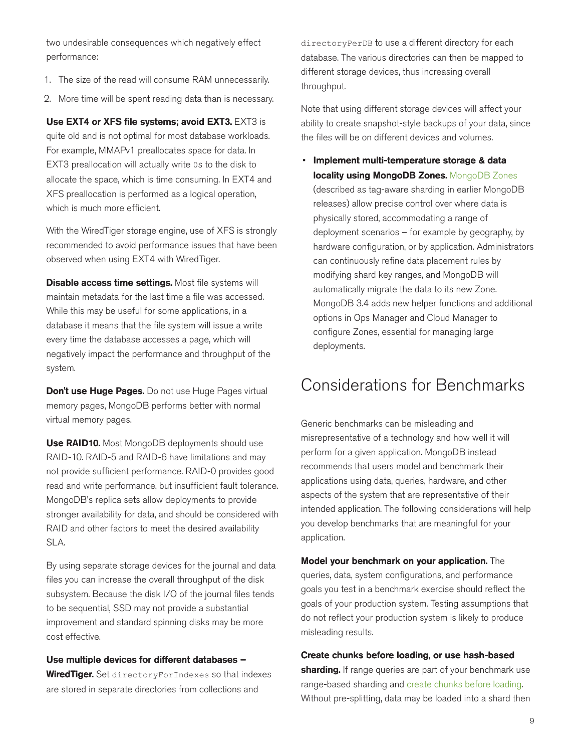two undesirable consequences which negatively effect performance:

1. The size of the read will consume RAM unnecessarily.
2. More time will be spent reading data than is necessary.

**Use EXT4 or XFS file systems; avoid EXT3.** EXT3 is quite old and is not optimal for most database workloads. For example, MMAPv1 preallocates space for data. In EXT3 preallocation will actually write `0`s to the disk to allocate the space, which is time consuming. In EXT4 and XFS preallocation is performed as a logical operation, which is much more efficient.

With the WiredTiger storage engine, use of XFS is strongly recommended to avoid performance issues that have been observed when using EXT4 with WiredTiger.

**Disable access time settings.** Most file systems will maintain metadata for the last time a file was accessed. While this may be useful for some applications, in a database it means that the file system will issue a write every time the database accesses a page, which will negatively impact the performance and throughput of the system.

**Don't use Huge Pages.** Do not use Huge Pages virtual memory pages, MongoDB performs better with normal virtual memory pages.

**Use RAID10.** Most MongoDB deployments should use RAID-10. RAID-5 and RAID-6 have limitations and may not provide sufficient performance. RAID-0 provides good read and write performance, but insufficient fault tolerance. MongoDB's replica sets allow deployments to provide stronger availability for data, and should be considered with RAID and other factors to meet the desired availability SLA.

By using separate storage devices for the journal and data files you can increase the overall throughput of the disk subsystem. Because the disk I/O of the journal files tends to be sequential, SSD may not provide a substantial improvement and standard spinning disks may be more cost effective.

**Use multiple devices for different databases – WiredTiger.** Set `directoryForIndexes` so that indexes are stored in separate directories from collections and `directoryPerDB` to use a different directory for each database. The various directories can then be mapped to different storage devices, thus increasing overall throughput.

Note that using different storage devices will affect your ability to create snapshot-style backups of your data, since the files will be on different devices and volumes.

- **Implement multi-temperature storage & data locality using MongoDB Zones.** MongoDB Zones (described as tag-aware sharding in earlier MongoDB releases) allow precise control over where data is physically stored, accommodating a range of deployment scenarios – for example by geography, by hardware configuration, or by application. Administrators can continuously refine data placement rules by modifying shard key ranges, and MongoDB will automatically migrate the data to its new Zone. MongoDB 3.4 adds new helper functions and additional options in Ops Manager and Cloud Manager to configure Zones, essential for managing large deployments.

# Considerations for Benchmarks

Generic benchmarks can be misleading and misrepresentative of a technology and how well it will perform for a given application. MongoDB instead recommends that users model and benchmark their applications using data, queries, hardware, and other aspects of the system that are representative of their intended application. The following considerations will help you develop benchmarks that are meaningful for your application.

**Model your benchmark on your application.** The queries, data, system configurations, and performance goals you test in a benchmark exercise should reflect the goals of your production system. Testing assumptions that do not reflect your production system is likely to produce misleading results.

**Create chunks before loading, or use hash-based sharding.** If range queries are part of your benchmark use range-based sharding and create chunks before loading. Without pre-splitting, data may be loaded into a shard then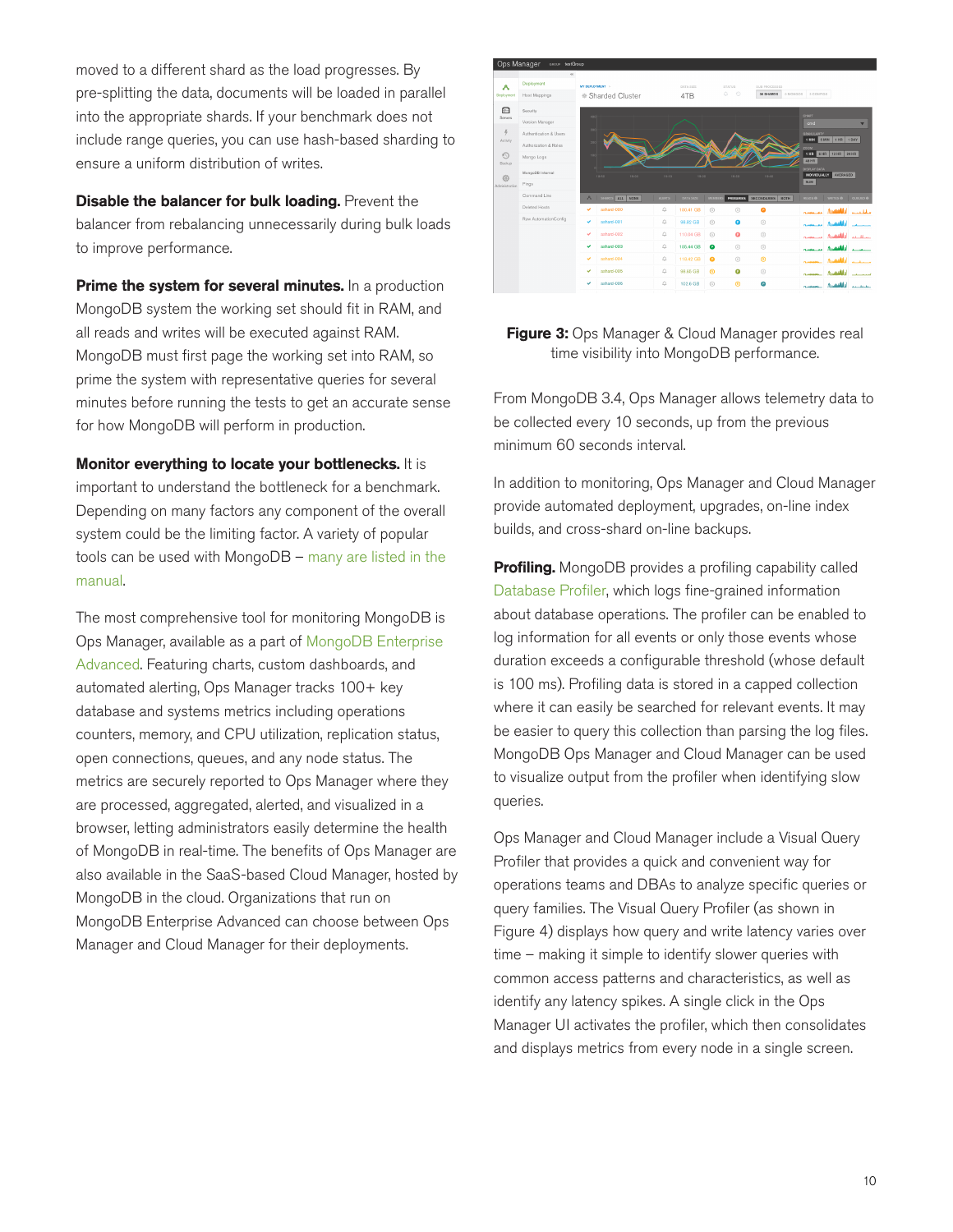moved to a different shard as the load progresses. By pre-splitting the data, documents will be loaded in parallel into the appropriate shards. If your benchmark does not include range queries, you can use hash-based sharding to ensure a uniform distribution of writes.

**Disable the balancer for bulk loading.** Prevent the balancer from rebalancing unnecessarily during bulk loads to improve performance.

**Prime the system for several minutes.** In a production MongoDB system the working set should fit in RAM, and all reads and writes will be executed against RAM. MongoDB must first page the working set into RAM, so prime the system with representative queries for several minutes before running the tests to get an accurate sense for how MongoDB will perform in production.

**Monitor everything to locate your bottlenecks.** It is important to understand the bottleneck for a benchmark. Depending on many factors any component of the overall system could be the limiting factor. A variety of popular tools can be used with MongoDB – many are listed in the manual.

The most comprehensive tool for monitoring MongoDB is Ops Manager, available as a part of MongoDB Enterprise Advanced. Featuring charts, custom dashboards, and automated alerting, Ops Manager tracks 100+ key database and systems metrics including operations counters, memory, and CPU utilization, replication status, open connections, queues, and any node status. The metrics are securely reported to Ops Manager where they are processed, aggregated, alerted, and visualized in a browser, letting administrators easily determine the health of MongoDB in real-time. The benefits of Ops Manager are also available in the SaaS-based Cloud Manager, hosted by MongoDB in the cloud. Organizations that run on MongoDB Enterprise Advanced can choose between Ops Manager and Cloud Manager for their deployments.

**Figure 3:** Ops Manager & Cloud Manager provides real time visibility into MongoDB performance.

From MongoDB 3.4, Ops Manager allows telemetry data to be collected every 10 seconds, up from the previous minimum 60 seconds interval.

In addition to monitoring, Ops Manager and Cloud Manager provide automated deployment, upgrades, on-line index builds, and cross-shard on-line backups.

**Profiling.** MongoDB provides a profiling capability called Database Profiler, which logs fine-grained information about database operations. The profiler can be enabled to log information for all events or only those events whose duration exceeds a configurable threshold (whose default is 100 ms). Profiling data is stored in a capped collection where it can easily be searched for relevant events. It may be easier to query this collection than parsing the log files. MongoDB Ops Manager and Cloud Manager can be used to visualize output from the profiler when identifying slow queries.

Ops Manager and Cloud Manager include a Visual Query Profiler that provides a quick and convenient way for operations teams and DBAs to analyze specific queries or query families. The Visual Query Profiler (as shown in Figure 4) displays how query and write latency varies over time – making it simple to identify slower queries with common access patterns and characteristics, as well as identify any latency spikes. A single click in the Ops Manager UI activates the profiler, which then consolidates and displays metrics from every node in a single screen.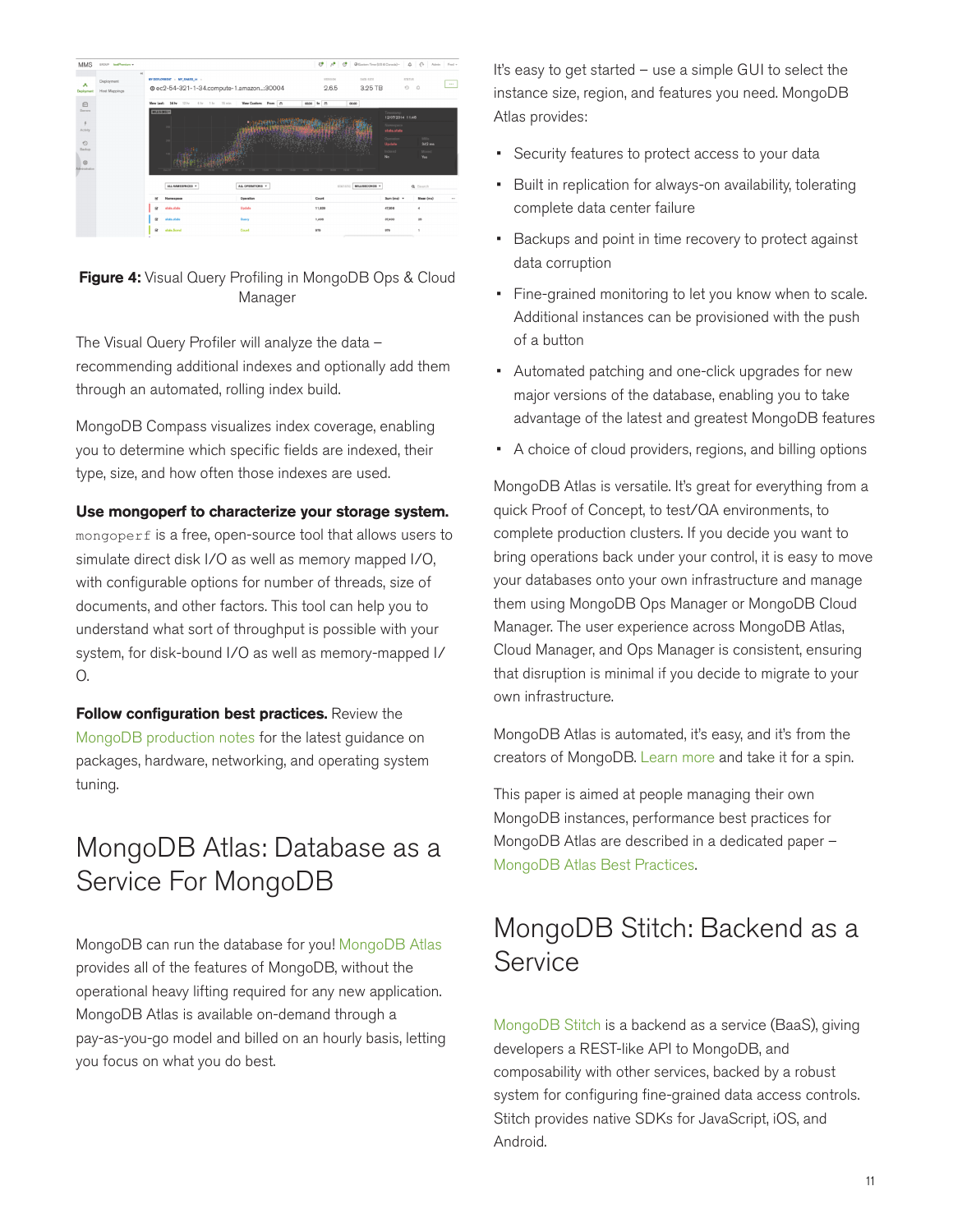**Figure 4:** Visual Query Profiling in MongoDB Ops & Cloud Manager

The Visual Query Profiler will analyze the data – recommending additional indexes and optionally add them through an automated, rolling index build.

MongoDB Compass visualizes index coverage, enabling you to determine which specific fields are indexed, their type, size, and how often those indexes are used.

**Use mongoperf to characterize your storage system.** `mongoperf` is a free, open-source tool that allows users to simulate direct disk I/O as well as memory mapped I/O, with configurable options for number of threads, size of documents, and other factors. This tool can help you to understand what sort of throughput is possible with your system, for disk-bound I/O as well as memory-mapped I/O.

**Follow configuration best practices.** Review the MongoDB production notes for the latest guidance on packages, hardware, networking, and operating system tuning.

# MongoDB Atlas: Database as a Service For MongoDB

MongoDB can run the database for you! MongoDB Atlas provides all of the features of MongoDB, without the operational heavy lifting required for any new application. MongoDB Atlas is available on-demand through a pay-as-you-go model and billed on an hourly basis, letting you focus on what you do best.

It's easy to get started – use a simple GUI to select the instance size, region, and features you need. MongoDB Atlas provides:

- Security features to protect access to your data
- Built in replication for always-on availability, tolerating complete data center failure
- Backups and point in time recovery to protect against data corruption
- Fine-grained monitoring to let you know when to scale. Additional instances can be provisioned with the push of a button
- Automated patching and one-click upgrades for new major versions of the database, enabling you to take advantage of the latest and greatest MongoDB features
- A choice of cloud providers, regions, and billing options

MongoDB Atlas is versatile. It's great for everything from a quick Proof of Concept, to test/QA environments, to complete production clusters. If you decide you want to bring operations back under your control, it is easy to move your databases onto your own infrastructure and manage them using MongoDB Ops Manager or MongoDB Cloud Manager. The user experience across MongoDB Atlas, Cloud Manager, and Ops Manager is consistent, ensuring that disruption is minimal if you decide to migrate to your own infrastructure.

MongoDB Atlas is automated, it's easy, and it's from the creators of MongoDB. Learn more and take it for a spin.

This paper is aimed at people managing their own MongoDB instances, performance best practices for MongoDB Atlas are described in a dedicated paper – MongoDB Atlas Best Practices.

# MongoDB Stitch: Backend as a Service

MongoDB Stitch is a backend as a service (BaaS), giving developers a REST-like API to MongoDB, and composability with other services, backed by a robust system for configuring fine-grained data access controls. Stitch provides native SDKs for JavaScript, iOS, and Android.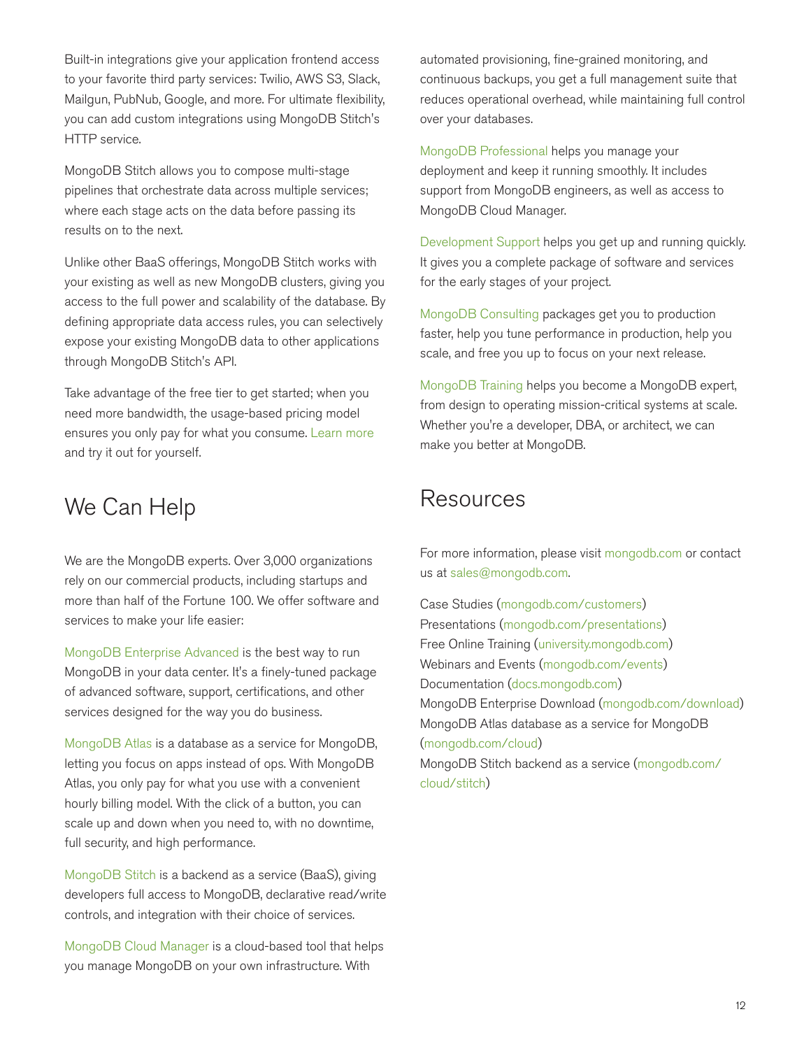Built-in integrations give your application frontend access to your favorite third party services: Twilio, AWS S3, Slack, Mailgun, PubNub, Google, and more. For ultimate flexibility, you can add custom integrations using MongoDB Stitch's HTTP service.

MongoDB Stitch allows you to compose multi-stage pipelines that orchestrate data across multiple services; where each stage acts on the data before passing its results on to the next.

Unlike other BaaS offerings, MongoDB Stitch works with your existing as well as new MongoDB clusters, giving you access to the full power and scalability of the database. By defining appropriate data access rules, you can selectively expose your existing MongoDB data to other applications through MongoDB Stitch's API.

Take advantage of the free tier to get started; when you need more bandwidth, the usage-based pricing model ensures you only pay for what you consume. Learn more and try it out for yourself.

## We Can Help

We are the MongoDB experts. Over 3,000 organizations rely on our commercial products, including startups and more than half of the Fortune 100. We offer software and services to make your life easier:

MongoDB Enterprise Advanced is the best way to run MongoDB in your data center. It's a finely-tuned package of advanced software, support, certifications, and other services designed for the way you do business.

MongoDB Atlas is a database as a service for MongoDB, letting you focus on apps instead of ops. With MongoDB Atlas, you only pay for what you use with a convenient hourly billing model. With the click of a button, you can scale up and down when you need to, with no downtime, full security, and high performance.

MongoDB Stitch is a backend as a service (BaaS), giving developers full access to MongoDB, declarative read/write controls, and integration with their choice of services.

MongoDB Cloud Manager is a cloud-based tool that helps you manage MongoDB on your own infrastructure. With automated provisioning, fine-grained monitoring, and continuous backups, you get a full management suite that reduces operational overhead, while maintaining full control over your databases.

MongoDB Professional helps you manage your deployment and keep it running smoothly. It includes support from MongoDB engineers, as well as access to MongoDB Cloud Manager.

Development Support helps you get up and running quickly. It gives you a complete package of software and services for the early stages of your project.

MongoDB Consulting packages get you to production faster, help you tune performance in production, help you scale, and free you up to focus on your next release.

MongoDB Training helps you become a MongoDB expert, from design to operating mission-critical systems at scale. Whether you're a developer, DBA, or architect, we can make you better at MongoDB.

## Resources

For more information, please visit mongodb.com or contact us at sales@mongodb.com.

Case Studies (mongodb.com/customers)
Presentations (mongodb.com/presentations)
Free Online Training (university.mongodb.com)
Webinars and Events (mongodb.com/events)
Documentation (docs.mongodb.com)
MongoDB Enterprise Download (mongodb.com/download)
MongoDB Atlas database as a service for MongoDB (mongodb.com/cloud)
MongoDB Stitch backend as a service (mongodb.com/cloud/stitch)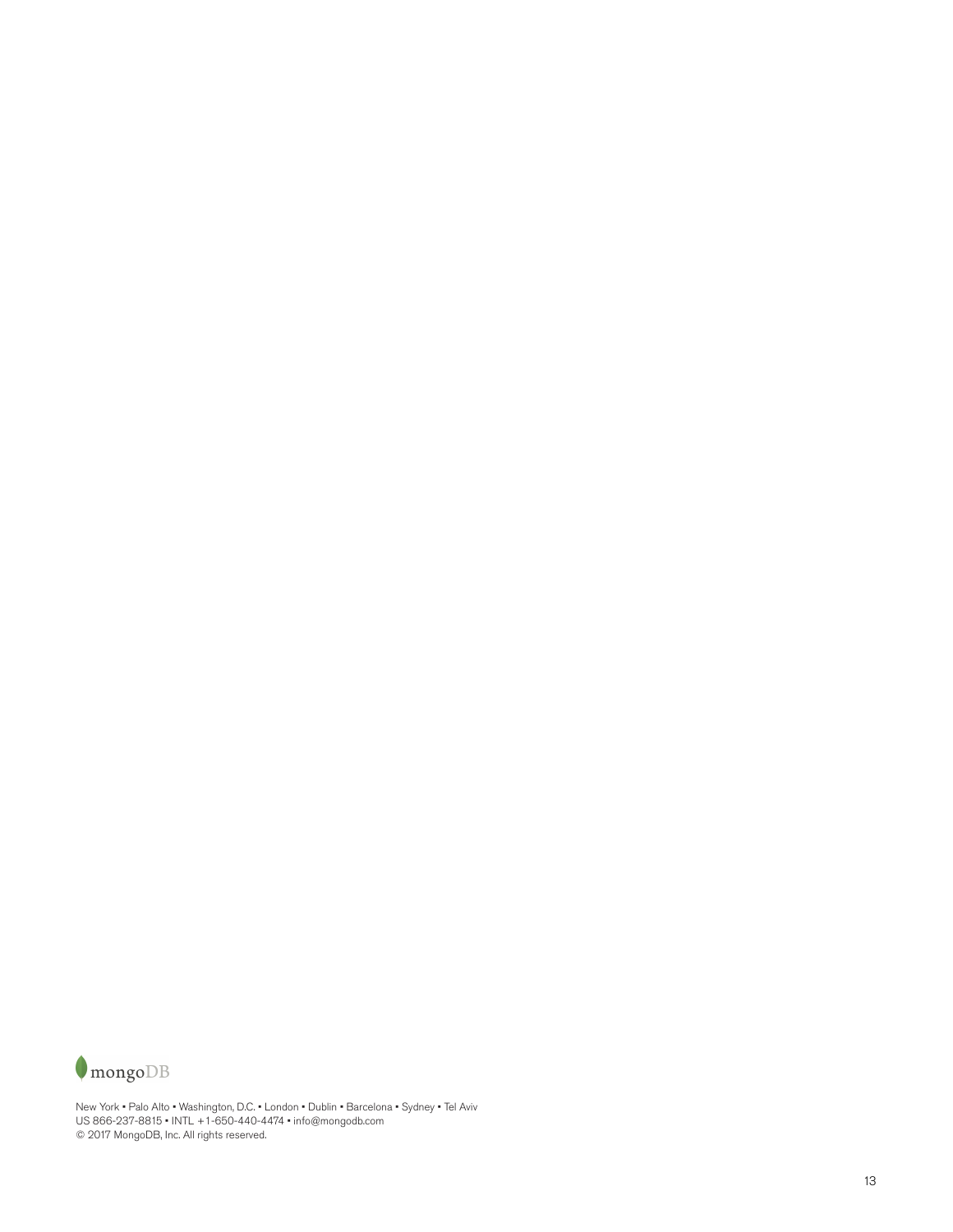mongoDB

New York • Palo Alto • Washington, D.C. • London • Dublin • Barcelona • Sydney • Tel Aviv
US 866-237-8815 • INTL +1-650-440-4474 • info@mongodb.com
© 2017 MongoDB, Inc. All rights reserved.